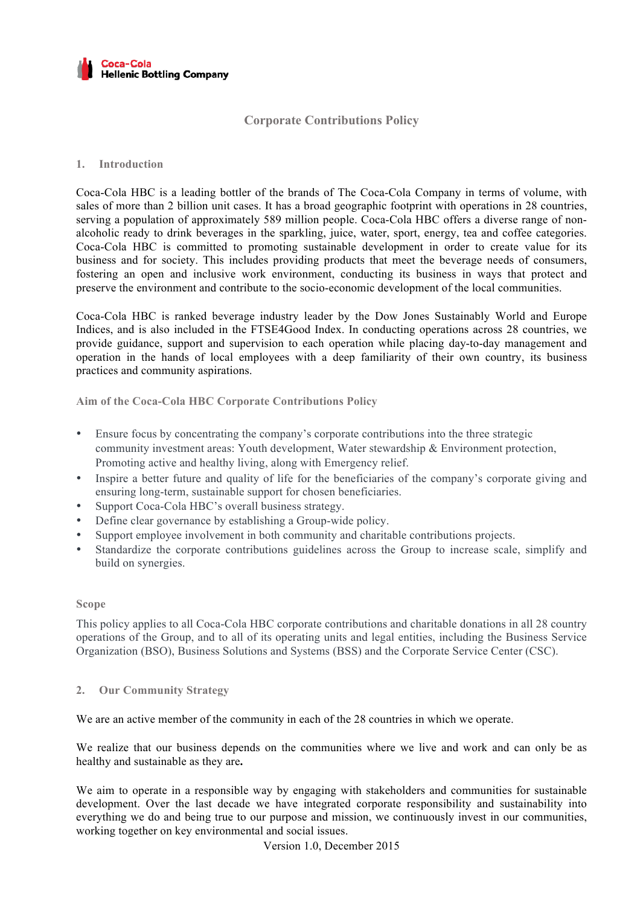Coca-Cola Hellenic Bottling Company

# Corporate Contributions Policy

## 1. Introduction

Coca-Cola HBC is a leading bottler of the brands of The Coca-Cola Company in terms of volume, with sales of more than 2 billion unit cases. It has a broad geographic footprint with operations in 28 countries, serving a population of approximately 589 million people. Coca-Cola HBC offers a diverse range of non-alcoholic ready to drink beverages in the sparkling, juice, water, sport, energy, tea and coffee categories. Coca-Cola HBC is committed to promoting sustainable development in order to create value for its business and for society. This includes providing products that meet the beverage needs of consumers, fostering an open and inclusive work environment, conducting its business in ways that protect and preserve the environment and contribute to the socio-economic development of the local communities.

Coca-Cola HBC is ranked beverage industry leader by the Dow Jones Sustainably World and Europe Indices, and is also included in the FTSE4Good Index. In conducting operations across 28 countries, we provide guidance, support and supervision to each operation while placing day-to-day management and operation in the hands of local employees with a deep familiarity of their own country, its business practices and community aspirations.

### Aim of the Coca-Cola HBC Corporate Contributions Policy

- Ensure focus by concentrating the company's corporate contributions into the three strategic community investment areas: Youth development, Water stewardship & Environment protection, Promoting active and healthy living, along with Emergency relief.
- Inspire a better future and quality of life for the beneficiaries of the company's corporate giving and ensuring long-term, sustainable support for chosen beneficiaries.
- Support Coca-Cola HBC's overall business strategy.
- Define clear governance by establishing a Group-wide policy.
- Support employee involvement in both community and charitable contributions projects.
- Standardize the corporate contributions guidelines across the Group to increase scale, simplify and build on synergies.

### Scope

This policy applies to all Coca-Cola HBC corporate contributions and charitable donations in all 28 country operations of the Group, and to all of its operating units and legal entities, including the Business Service Organization (BSO), Business Solutions and Systems (BSS) and the Corporate Service Center (CSC).

## 2. Our Community Strategy

We are an active member of the community in each of the 28 countries in which we operate.

We realize that our business depends on the communities where we live and work and can only be as healthy and sustainable as they are**.**

We aim to operate in a responsible way by engaging with stakeholders and communities for sustainable development. Over the last decade we have integrated corporate responsibility and sustainability into everything we do and being true to our purpose and mission, we continuously invest in our communities, working together on key environmental and social issues.

Version 1.0, December 2015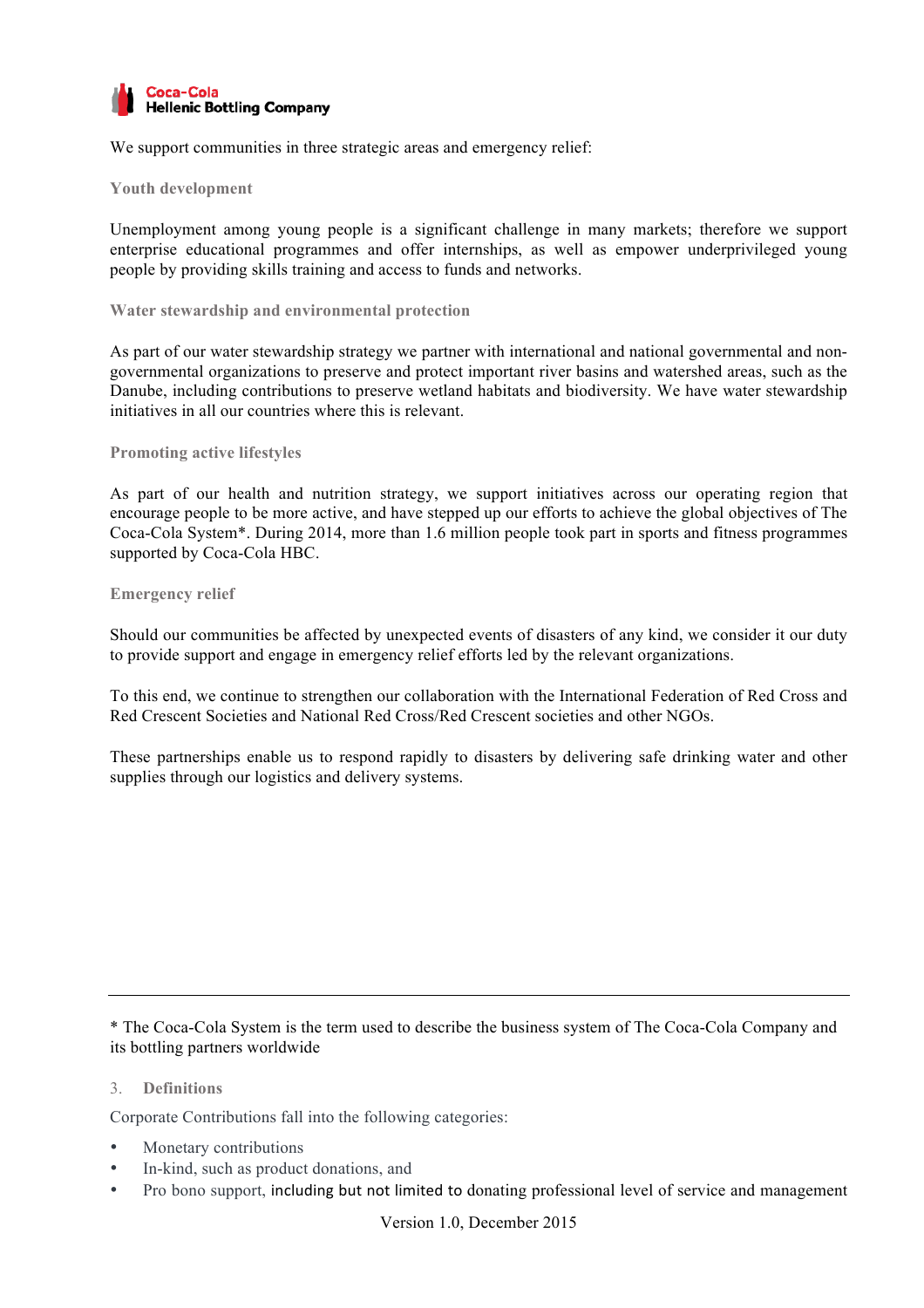We support communities in three strategic areas and emergency relief:

### Youth development

Unemployment among young people is a significant challenge in many markets; therefore we support enterprise educational programmes and offer internships, as well as empower underprivileged young people by providing skills training and access to funds and networks.

### Water stewardship and environmental protection

As part of our water stewardship strategy we partner with international and national governmental and non-governmental organizations to preserve and protect important river basins and watershed areas, such as the Danube, including contributions to preserve wetland habitats and biodiversity. We have water stewardship initiatives in all our countries where this is relevant.

### Promoting active lifestyles

As part of our health and nutrition strategy, we support initiatives across our operating region that encourage people to be more active, and have stepped up our efforts to achieve the global objectives of The Coca-Cola System*. During 2014, more than 1.6 million people took part in sports and fitness programmes supported by Coca-Cola HBC.

### Emergency relief

Should our communities be affected by unexpected events of disasters of any kind, we consider it our duty to provide support and engage in emergency relief efforts led by the relevant organizations.

To this end, we continue to strengthen our collaboration with the International Federation of Red Cross and Red Crescent Societies and National Red Cross/Red Crescent societies and other NGOs.

These partnerships enable us to respond rapidly to disasters by delivering safe drinking water and other supplies through our logistics and delivery systems.

---

* The Coca-Cola System is the term used to describe the business system of The Coca-Cola Company and its bottling partners worldwide

## 3. Definitions

Corporate Contributions fall into the following categories:

- Monetary contributions
- In-kind, such as product donations, and
- Pro bono support, including but not limited to donating professional level of service and management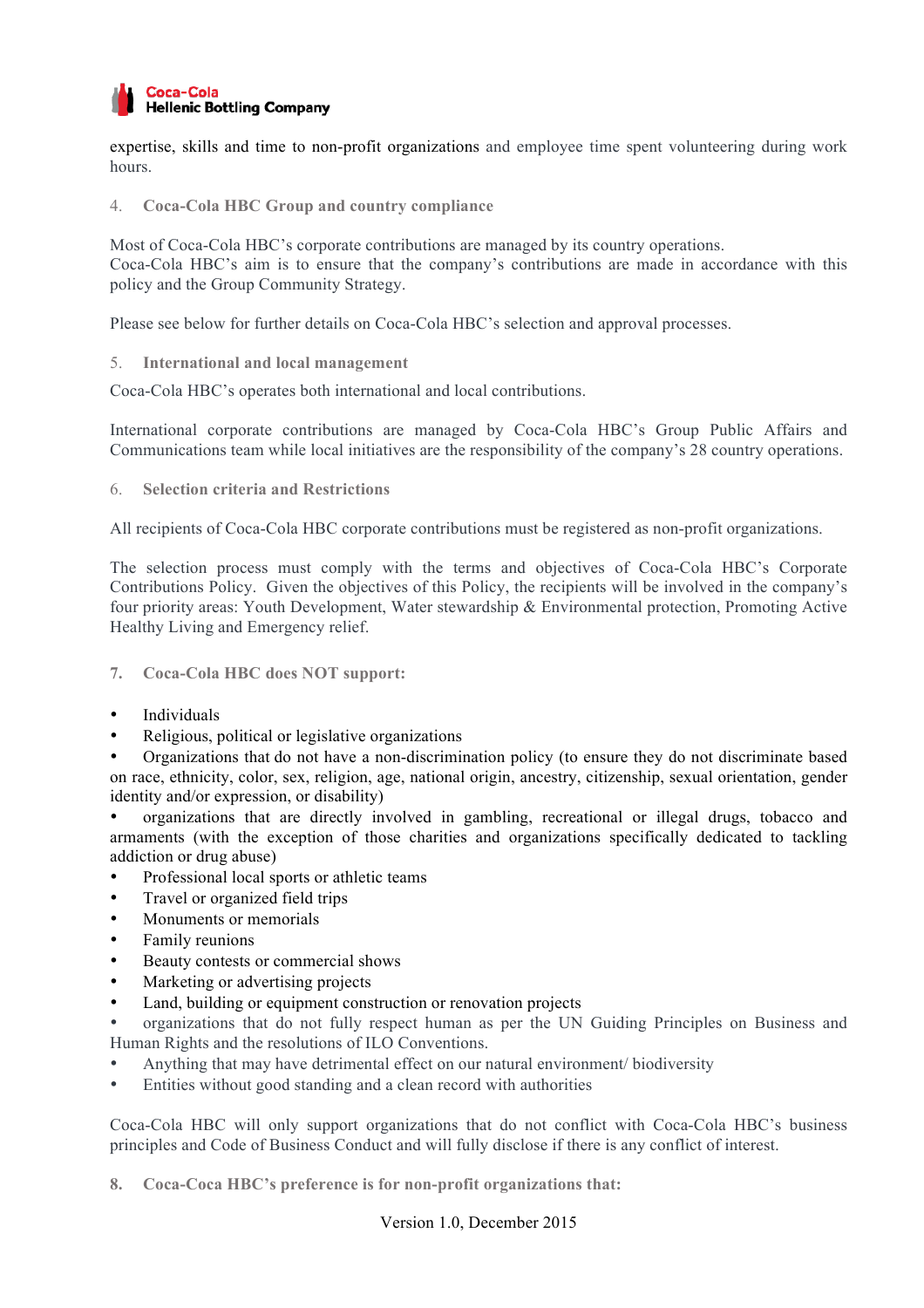expertise, skills and time to non-profit organizations and employee time spent volunteering during work hours.

## 4. Coca-Cola HBC Group and country compliance

Most of Coca-Cola HBC's corporate contributions are managed by its country operations.
Coca-Cola HBC's aim is to ensure that the company's contributions are made in accordance with this policy and the Group Community Strategy.

Please see below for further details on Coca-Cola HBC's selection and approval processes.

## 5. International and local management

Coca-Cola HBC's operates both international and local contributions.

International corporate contributions are managed by Coca-Cola HBC's Group Public Affairs and Communications team while local initiatives are the responsibility of the company's 28 country operations.

## 6. Selection criteria and Restrictions

All recipients of Coca-Cola HBC corporate contributions must be registered as non-profit organizations.

The selection process must comply with the terms and objectives of Coca-Cola HBC's Corporate Contributions Policy. Given the objectives of this Policy, the recipients will be involved in the company's four priority areas: Youth Development, Water stewardship & Environmental protection, Promoting Active Healthy Living and Emergency relief.

## 7. Coca-Cola HBC does NOT support:

- Individuals
- Religious, political or legislative organizations
- Organizations that do not have a non-discrimination policy (to ensure they do not discriminate based on race, ethnicity, color, sex, religion, age, national origin, ancestry, citizenship, sexual orientation, gender identity and/or expression, or disability)
- organizations that are directly involved in gambling, recreational or illegal drugs, tobacco and armaments (with the exception of those charities and organizations specifically dedicated to tackling addiction or drug abuse)
- Professional local sports or athletic teams
- Travel or organized field trips
- Monuments or memorials
- Family reunions
- Beauty contests or commercial shows
- Marketing or advertising projects
- Land, building or equipment construction or renovation projects
- organizations that do not fully respect human as per the UN Guiding Principles on Business and Human Rights and the resolutions of ILO Conventions.
- Anything that may have detrimental effect on our natural environment/ biodiversity
- Entities without good standing and a clean record with authorities

Coca-Cola HBC will only support organizations that do not conflict with Coca-Cola HBC's business principles and Code of Business Conduct and will fully disclose if there is any conflict of interest.

## 8. Coca-Coca HBC's preference is for non-profit organizations that:

Version 1.0, December 2015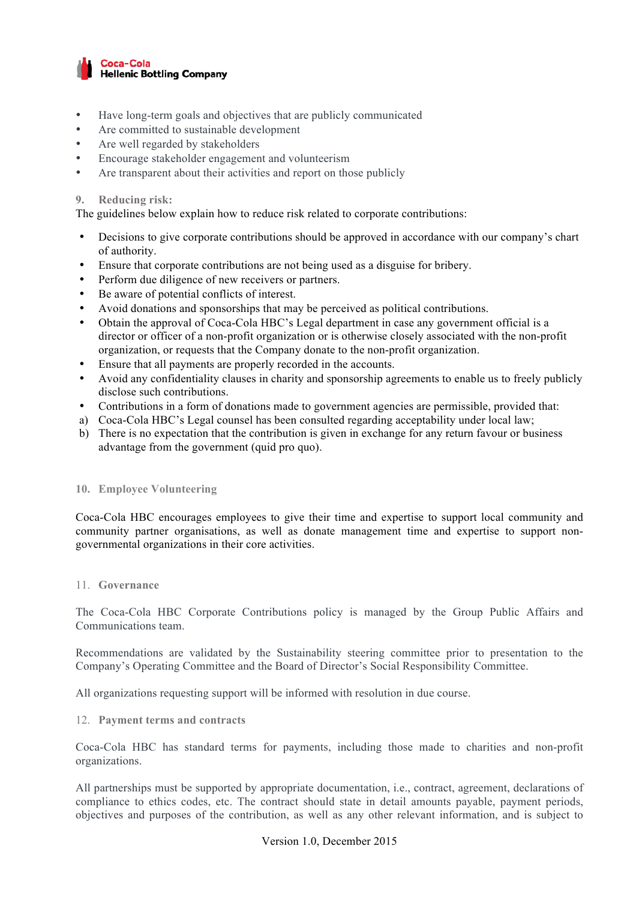- Have long-term goals and objectives that are publicly communicated
- Are committed to sustainable development
- Are well regarded by stakeholders
- Encourage stakeholder engagement and volunteerism
- Are transparent about their activities and report on those publicly

## 9. Reducing risk:

The guidelines below explain how to reduce risk related to corporate contributions:

- Decisions to give corporate contributions should be approved in accordance with our company's chart of authority.
- Ensure that corporate contributions are not being used as a disguise for bribery.
- Perform due diligence of new receivers or partners.
- Be aware of potential conflicts of interest.
- Avoid donations and sponsorships that may be perceived as political contributions.
- Obtain the approval of Coca-Cola HBC's Legal department in case any government official is a director or officer of a non-profit organization or is otherwise closely associated with the non-profit organization, or requests that the Company donate to the non-profit organization.
- Ensure that all payments are properly recorded in the accounts.
- Avoid any confidentiality clauses in charity and sponsorship agreements to enable us to freely publicly disclose such contributions.
- Contributions in a form of donations made to government agencies are permissible, provided that:

a) Coca-Cola HBC's Legal counsel has been consulted regarding acceptability under local law;
b) There is no expectation that the contribution is given in exchange for any return favour or business advantage from the government (quid pro quo).

## 10. Employee Volunteering

Coca-Cola HBC encourages employees to give their time and expertise to support local community and community partner organisations, as well as donate management time and expertise to support non-governmental organizations in their core activities.

## 11. Governance

The Coca-Cola HBC Corporate Contributions policy is managed by the Group Public Affairs and Communications team.

Recommendations are validated by the Sustainability steering committee prior to presentation to the Company's Operating Committee and the Board of Director's Social Responsibility Committee.

All organizations requesting support will be informed with resolution in due course.

## 12. Payment terms and contracts

Coca-Cola HBC has standard terms for payments, including those made to charities and non-profit organizations.

All partnerships must be supported by appropriate documentation, i.e., contract, agreement, declarations of compliance to ethics codes, etc. The contract should state in detail amounts payable, payment periods, objectives and purposes of the contribution, as well as any other relevant information, and is subject to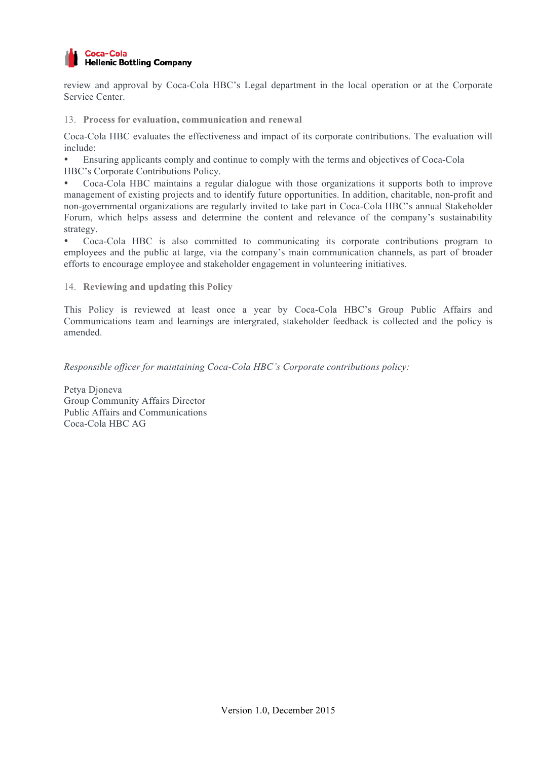review and approval by Coca-Cola HBC's Legal department in the local operation or at the Corporate Service Center.

## 13. Process for evaluation, communication and renewal

Coca-Cola HBC evaluates the effectiveness and impact of its corporate contributions. The evaluation will include:

- Ensuring applicants comply and continue to comply with the terms and objectives of Coca-Cola HBC's Corporate Contributions Policy.
- Coca-Cola HBC maintains a regular dialogue with those organizations it supports both to improve management of existing projects and to identify future opportunities. In addition, charitable, non-profit and non-governmental organizations are regularly invited to take part in Coca-Cola HBC's annual Stakeholder Forum, which helps assess and determine the content and relevance of the company's sustainability strategy.
- Coca-Cola HBC is also committed to communicating its corporate contributions program to employees and the public at large, via the company's main communication channels, as part of broader efforts to encourage employee and stakeholder engagement in volunteering initiatives.

## 14. Reviewing and updating this Policy

This Policy is reviewed at least once a year by Coca-Cola HBC's Group Public Affairs and Communications team and learnings are intergrated, stakeholder feedback is collected and the policy is amended.

*Responsible officer for maintaining Coca-Cola HBC's Corporate contributions policy:*

Petya Djoneva
Group Community Affairs Director
Public Affairs and Communications
Coca-Cola HBC AG

Version 1.0, December 2015